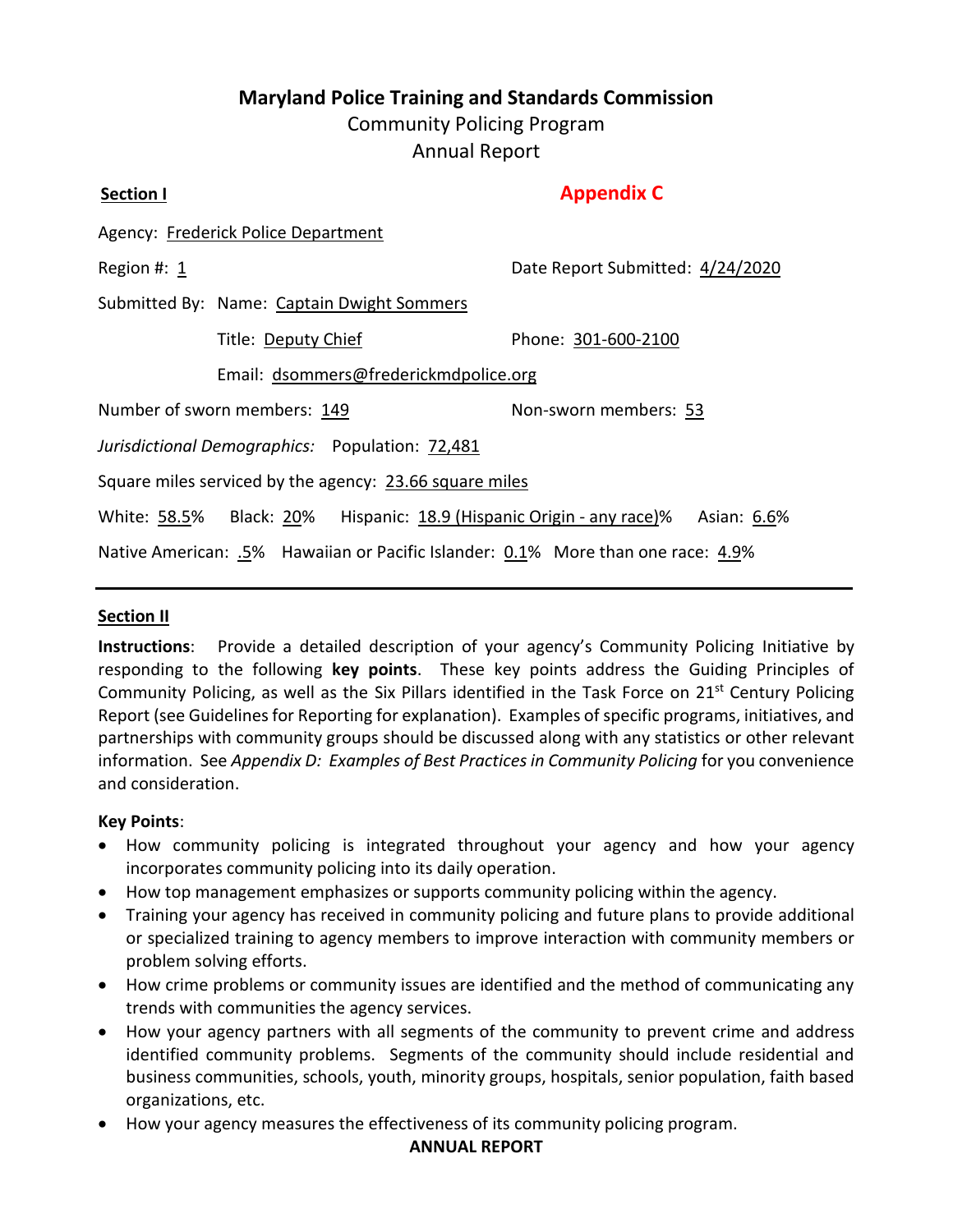**Maryland Police Training and Standards Commission**

Community Policing Program

Annual Report

**Section I**

**Appendix C**

Agency: Frederick Police Department

Region #: 1

Date Report Submitted: 4/24/2020

Submitted By: Name: Captain Dwight Sommers

Title: Deputy Chief

Phone: 301-600-2100

Email: dsommers@frederickmdpolice.org

Number of sworn members: 149

Non-sworn members: 53

*Jurisdictional Demographics:* Population: 72,481

Square miles serviced by the agency: 23.66 square miles

White: 58.5% Black: 20% Hispanic: 18.9 (Hispanic Origin - any race)% Asian: 6.6%

Native American: .5% Hawaiian or Pacific Islander: 0.1% More than one race: 4.9%

---

**Section II**

**Instructions**: Provide a detailed description of your agency's Community Policing Initiative by responding to the following **key points**. These key points address the Guiding Principles of Community Policing, as well as the Six Pillars identified in the Task Force on 21st Century Policing Report (see Guidelines for Reporting for explanation). Examples of specific programs, initiatives, and partnerships with community groups should be discussed along with any statistics or other relevant information. See *Appendix D: Examples of Best Practices in Community Policing* for you convenience and consideration.

**Key Points**:

- How community policing is integrated throughout your agency and how your agency incorporates community policing into its daily operation.
- How top management emphasizes or supports community policing within the agency.
- Training your agency has received in community policing and future plans to provide additional or specialized training to agency members to improve interaction with community members or problem solving efforts.
- How crime problems or community issues are identified and the method of communicating any trends with communities the agency services.
- How your agency partners with all segments of the community to prevent crime and address identified community problems. Segments of the community should include residential and business communities, schools, youth, minority groups, hospitals, senior population, faith based organizations, etc.
- How your agency measures the effectiveness of its community policing program.

**ANNUAL REPORT**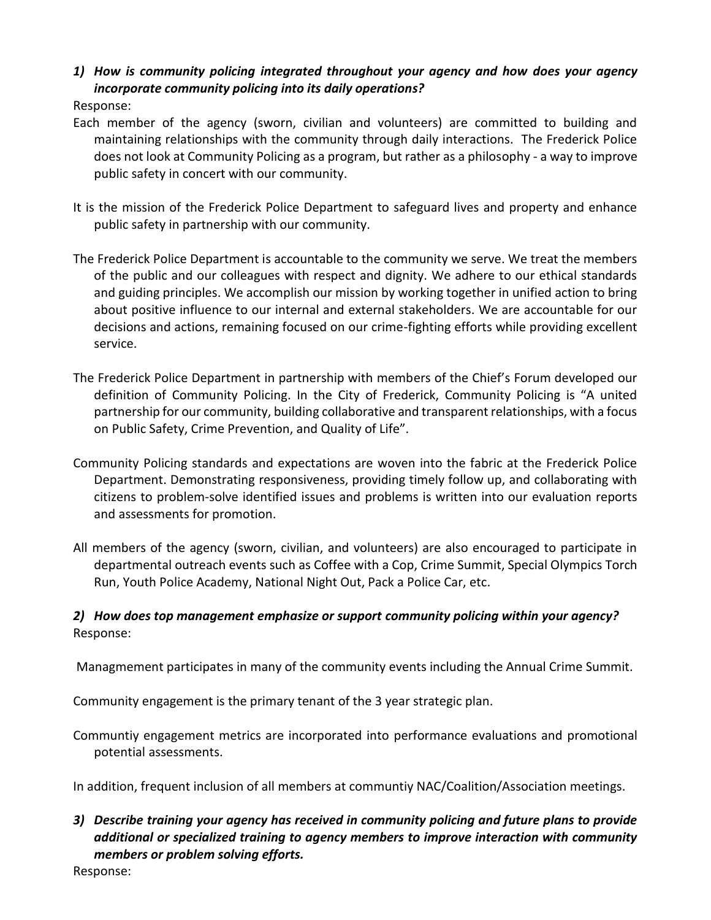***1) How is community policing integrated throughout your agency and how does your agency incorporate community policing into its daily operations?***

Response:

Each member of the agency (sworn, civilian and volunteers) are committed to building and maintaining relationships with the community through daily interactions. The Frederick Police does not look at Community Policing as a program, but rather as a philosophy - a way to improve public safety in concert with our community.

It is the mission of the Frederick Police Department to safeguard lives and property and enhance public safety in partnership with our community.

The Frederick Police Department is accountable to the community we serve. We treat the members of the public and our colleagues with respect and dignity. We adhere to our ethical standards and guiding principles. We accomplish our mission by working together in unified action to bring about positive influence to our internal and external stakeholders. We are accountable for our decisions and actions, remaining focused on our crime-fighting efforts while providing excellent service.

The Frederick Police Department in partnership with members of the Chief's Forum developed our definition of Community Policing. In the City of Frederick, Community Policing is "A united partnership for our community, building collaborative and transparent relationships, with a focus on Public Safety, Crime Prevention, and Quality of Life".

Community Policing standards and expectations are woven into the fabric at the Frederick Police Department. Demonstrating responsiveness, providing timely follow up, and collaborating with citizens to problem-solve identified issues and problems is written into our evaluation reports and assessments for promotion.

All members of the agency (sworn, civilian, and volunteers) are also encouraged to participate in departmental outreach events such as Coffee with a Cop, Crime Summit, Special Olympics Torch Run, Youth Police Academy, National Night Out, Pack a Police Car, etc.

***2) How does top management emphasize or support community policing within your agency?***

Response:

Managmement participates in many of the community events including the Annual Crime Summit.

Community engagement is the primary tenant of the 3 year strategic plan.

Communtiy engagement metrics are incorporated into performance evaluations and promotional potential assessments.

In addition, frequent inclusion of all members at communtiy NAC/Coalition/Association meetings.

***3) Describe training your agency has received in community policing and future plans to provide additional or specialized training to agency members to improve interaction with community members or problem solving efforts.***

Response: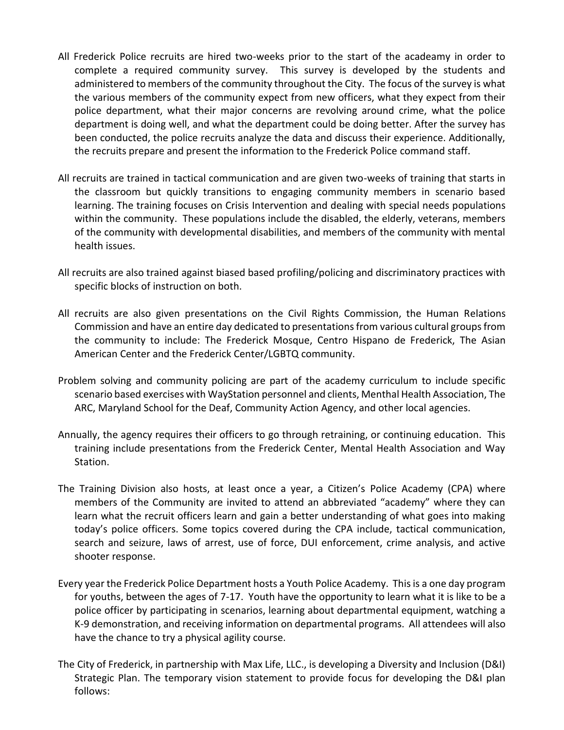All Frederick Police recruits are hired two-weeks prior to the start of the acadeamy in order to complete a required community survey. This survey is developed by the students and administered to members of the community throughout the City. The focus of the survey is what the various members of the community expect from new officers, what they expect from their police department, what their major concerns are revolving around crime, what the police department is doing well, and what the department could be doing better. After the survey has been conducted, the police recruits analyze the data and discuss their experience. Additionally, the recruits prepare and present the information to the Frederick Police command staff.

All recruits are trained in tactical communication and are given two-weeks of training that starts in the classroom but quickly transitions to engaging community members in scenario based learning. The training focuses on Crisis Intervention and dealing with special needs populations within the community. These populations include the disabled, the elderly, veterans, members of the community with developmental disabilities, and members of the community with mental health issues.

All recruits are also trained against biased based profiling/policing and discriminatory practices with specific blocks of instruction on both.

All recruits are also given presentations on the Civil Rights Commission, the Human Relations Commission and have an entire day dedicated to presentations from various cultural groups from the community to include: The Frederick Mosque, Centro Hispano de Frederick, The Asian American Center and the Frederick Center/LGBTQ community.

Problem solving and community policing are part of the academy curriculum to include specific scenario based exercises with WayStation personnel and clients, Menthal Health Association, The ARC, Maryland School for the Deaf, Community Action Agency, and other local agencies.

Annually, the agency requires their officers to go through retraining, or continuing education. This training include presentations from the Frederick Center, Mental Health Association and Way Station.

The Training Division also hosts, at least once a year, a Citizen's Police Academy (CPA) where members of the Community are invited to attend an abbreviated "academy" where they can learn what the recruit officers learn and gain a better understanding of what goes into making today's police officers. Some topics covered during the CPA include, tactical communication, search and seizure, laws of arrest, use of force, DUI enforcement, crime analysis, and active shooter response.

Every year the Frederick Police Department hosts a Youth Police Academy. This is a one day program for youths, between the ages of 7-17. Youth have the opportunity to learn what it is like to be a police officer by participating in scenarios, learning about departmental equipment, watching a K-9 demonstration, and receiving information on departmental programs. All attendees will also have the chance to try a physical agility course.

The City of Frederick, in partnership with Max Life, LLC., is developing a Diversity and Inclusion (D&I) Strategic Plan. The temporary vision statement to provide focus for developing the D&I plan follows: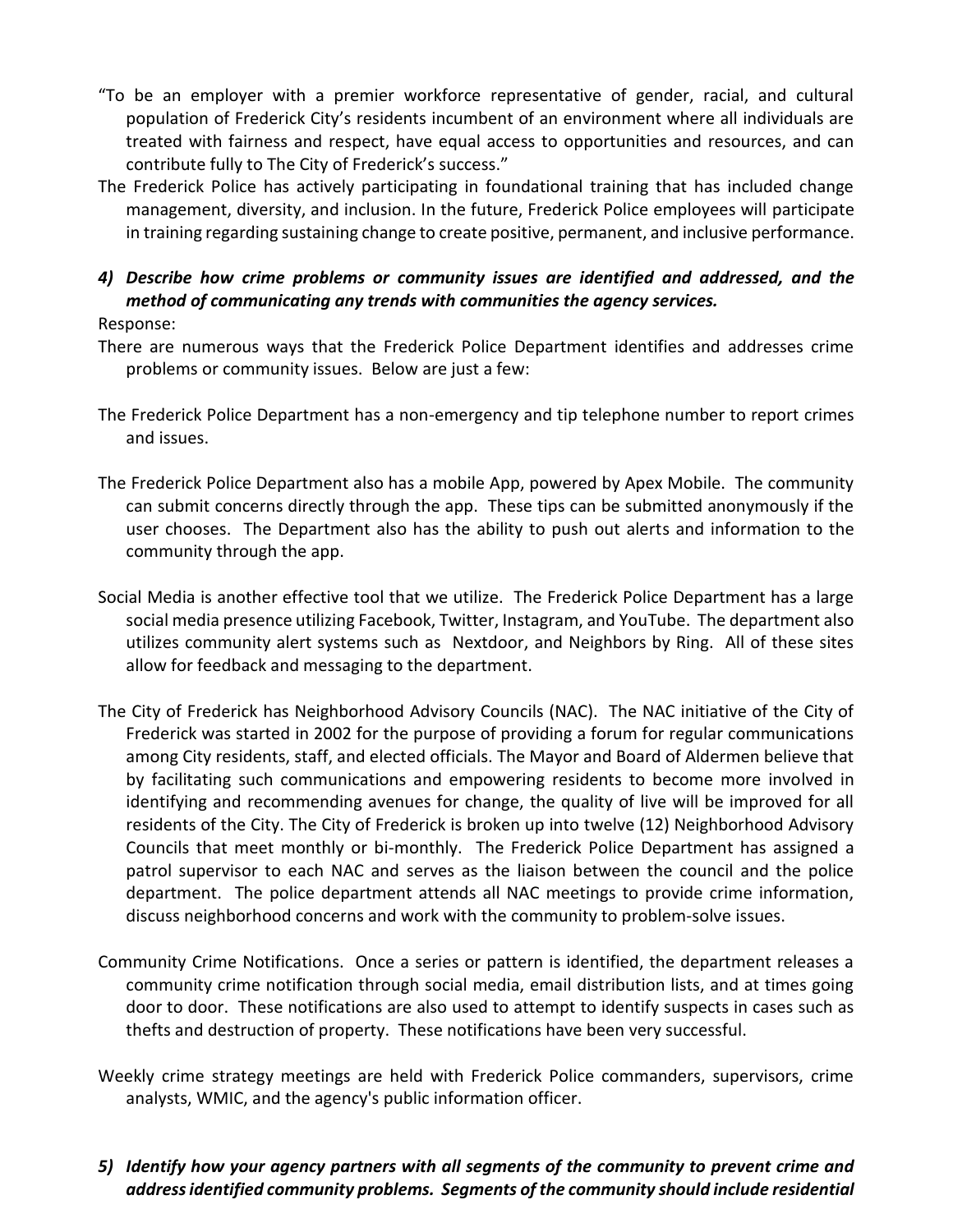"To be an employer with a premier workforce representative of gender, racial, and cultural population of Frederick City's residents incumbent of an environment where all individuals are treated with fairness and respect, have equal access to opportunities and resources, and can contribute fully to The City of Frederick's success."

The Frederick Police has actively participating in foundational training that has included change management, diversity, and inclusion. In the future, Frederick Police employees will participate in training regarding sustaining change to create positive, permanent, and inclusive performance.

***4) Describe how crime problems or community issues are identified and addressed, and the method of communicating any trends with communities the agency services.***

Response:

There are numerous ways that the Frederick Police Department identifies and addresses crime problems or community issues. Below are just a few:

The Frederick Police Department has a non-emergency and tip telephone number to report crimes and issues.

The Frederick Police Department also has a mobile App, powered by Apex Mobile. The community can submit concerns directly through the app. These tips can be submitted anonymously if the user chooses. The Department also has the ability to push out alerts and information to the community through the app.

Social Media is another effective tool that we utilize. The Frederick Police Department has a large social media presence utilizing Facebook, Twitter, Instagram, and YouTube. The department also utilizes community alert systems such as Nextdoor, and Neighbors by Ring. All of these sites allow for feedback and messaging to the department.

The City of Frederick has Neighborhood Advisory Councils (NAC). The NAC initiative of the City of Frederick was started in 2002 for the purpose of providing a forum for regular communications among City residents, staff, and elected officials. The Mayor and Board of Aldermen believe that by facilitating such communications and empowering residents to become more involved in identifying and recommending avenues for change, the quality of live will be improved for all residents of the City. The City of Frederick is broken up into twelve (12) Neighborhood Advisory Councils that meet monthly or bi-monthly. The Frederick Police Department has assigned a patrol supervisor to each NAC and serves as the liaison between the council and the police department. The police department attends all NAC meetings to provide crime information, discuss neighborhood concerns and work with the community to problem-solve issues.

Community Crime Notifications. Once a series or pattern is identified, the department releases a community crime notification through social media, email distribution lists, and at times going door to door. These notifications are also used to attempt to identify suspects in cases such as thefts and destruction of property. These notifications have been very successful.

Weekly crime strategy meetings are held with Frederick Police commanders, supervisors, crime analysts, WMIC, and the agency's public information officer.

***5) Identify how your agency partners with all segments of the community to prevent crime and address identified community problems. Segments of the community should include residential***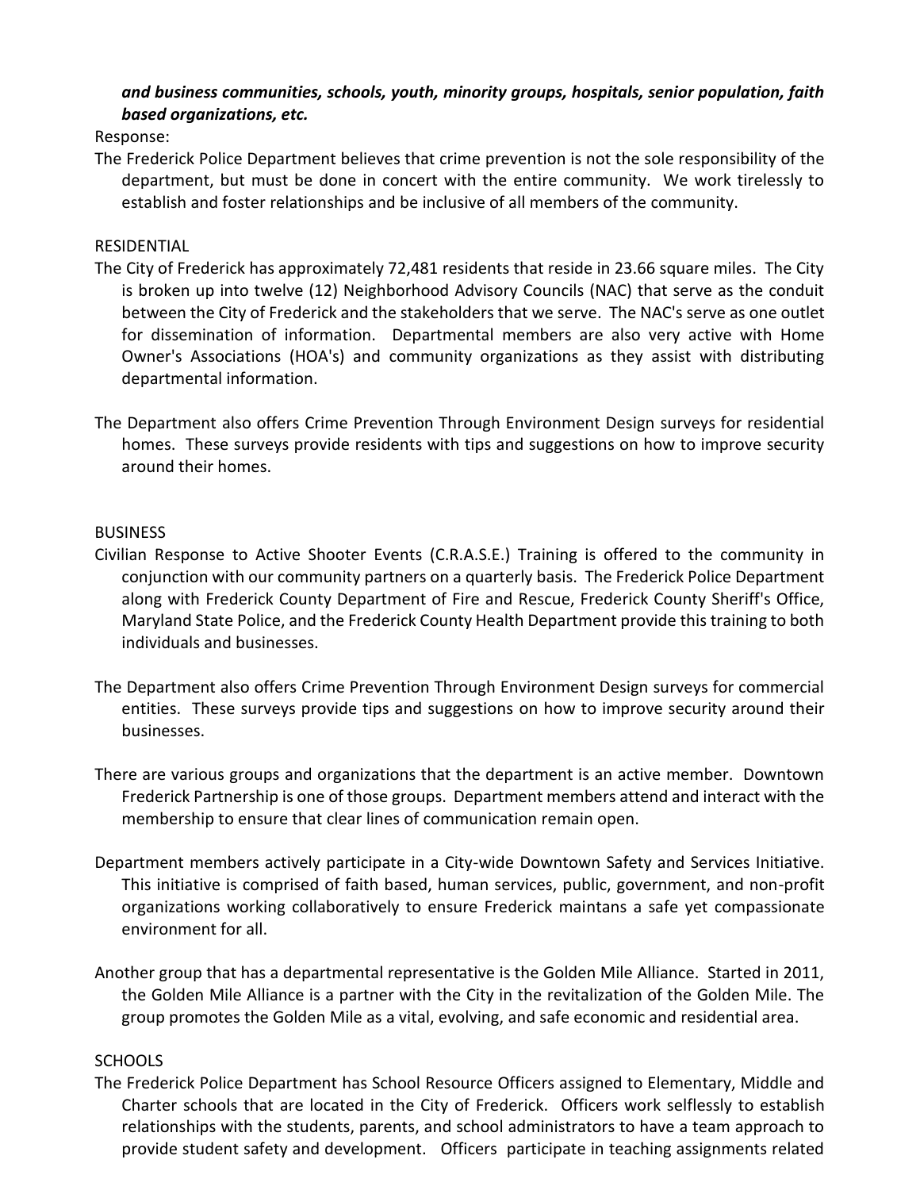***and business communities, schools, youth, minority groups, hospitals, senior population, faith based organizations, etc.***

Response:

The Frederick Police Department believes that crime prevention is not the sole responsibility of the department, but must be done in concert with the entire community. We work tirelessly to establish and foster relationships and be inclusive of all members of the community.

RESIDENTIAL

The City of Frederick has approximately 72,481 residents that reside in 23.66 square miles. The City is broken up into twelve (12) Neighborhood Advisory Councils (NAC) that serve as the conduit between the City of Frederick and the stakeholders that we serve. The NAC's serve as one outlet for dissemination of information. Departmental members are also very active with Home Owner's Associations (HOA's) and community organizations as they assist with distributing departmental information.

The Department also offers Crime Prevention Through Environment Design surveys for residential homes. These surveys provide residents with tips and suggestions on how to improve security around their homes.

BUSINESS

Civilian Response to Active Shooter Events (C.R.A.S.E.) Training is offered to the community in conjunction with our community partners on a quarterly basis. The Frederick Police Department along with Frederick County Department of Fire and Rescue, Frederick County Sheriff's Office, Maryland State Police, and the Frederick County Health Department provide this training to both individuals and businesses.

The Department also offers Crime Prevention Through Environment Design surveys for commercial entities. These surveys provide tips and suggestions on how to improve security around their businesses.

There are various groups and organizations that the department is an active member. Downtown Frederick Partnership is one of those groups. Department members attend and interact with the membership to ensure that clear lines of communication remain open.

Department members actively participate in a City-wide Downtown Safety and Services Initiative. This initiative is comprised of faith based, human services, public, government, and non-profit organizations working collaboratively to ensure Frederick maintans a safe yet compassionate environment for all.

Another group that has a departmental representative is the Golden Mile Alliance. Started in 2011, the Golden Mile Alliance is a partner with the City in the revitalization of the Golden Mile. The group promotes the Golden Mile as a vital, evolving, and safe economic and residential area.

SCHOOLS

The Frederick Police Department has School Resource Officers assigned to Elementary, Middle and Charter schools that are located in the City of Frederick. Officers work selflessly to establish relationships with the students, parents, and school administrators to have a team approach to provide student safety and development. Officers participate in teaching assignments related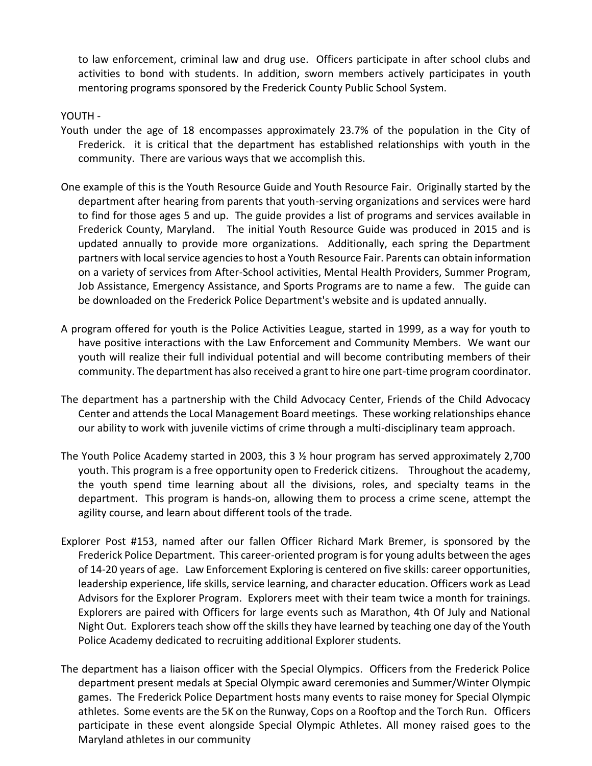to law enforcement, criminal law and drug use. Officers participate in after school clubs and activities to bond with students. In addition, sworn members actively participates in youth mentoring programs sponsored by the Frederick County Public School System.

YOUTH -

Youth under the age of 18 encompasses approximately 23.7% of the population in the City of Frederick. it is critical that the department has established relationships with youth in the community. There are various ways that we accomplish this.

One example of this is the Youth Resource Guide and Youth Resource Fair. Originally started by the department after hearing from parents that youth-serving organizations and services were hard to find for those ages 5 and up. The guide provides a list of programs and services available in Frederick County, Maryland. The initial Youth Resource Guide was produced in 2015 and is updated annually to provide more organizations. Additionally, each spring the Department partners with local service agencies to host a Youth Resource Fair. Parents can obtain information on a variety of services from After-School activities, Mental Health Providers, Summer Program, Job Assistance, Emergency Assistance, and Sports Programs are to name a few. The guide can be downloaded on the Frederick Police Department's website and is updated annually.

A program offered for youth is the Police Activities League, started in 1999, as a way for youth to have positive interactions with the Law Enforcement and Community Members. We want our youth will realize their full individual potential and will become contributing members of their community. The department has also received a grant to hire one part-time program coordinator.

The department has a partnership with the Child Advocacy Center, Friends of the Child Advocacy Center and attends the Local Management Board meetings. These working relationships ehance our ability to work with juvenile victims of crime through a multi-disciplinary team approach.

The Youth Police Academy started in 2003, this 3 ½ hour program has served approximately 2,700 youth. This program is a free opportunity open to Frederick citizens. Throughout the academy, the youth spend time learning about all the divisions, roles, and specialty teams in the department. This program is hands-on, allowing them to process a crime scene, attempt the agility course, and learn about different tools of the trade.

Explorer Post #153, named after our fallen Officer Richard Mark Bremer, is sponsored by the Frederick Police Department. This career-oriented program is for young adults between the ages of 14-20 years of age. Law Enforcement Exploring is centered on five skills: career opportunities, leadership experience, life skills, service learning, and character education. Officers work as Lead Advisors for the Explorer Program. Explorers meet with their team twice a month for trainings. Explorers are paired with Officers for large events such as Marathon, 4th Of July and National Night Out. Explorers teach show off the skills they have learned by teaching one day of the Youth Police Academy dedicated to recruiting additional Explorer students.

The department has a liaison officer with the Special Olympics. Officers from the Frederick Police department present medals at Special Olympic award ceremonies and Summer/Winter Olympic games. The Frederick Police Department hosts many events to raise money for Special Olympic athletes. Some events are the 5K on the Runway, Cops on a Rooftop and the Torch Run. Officers participate in these event alongside Special Olympic Athletes. All money raised goes to the Maryland athletes in our community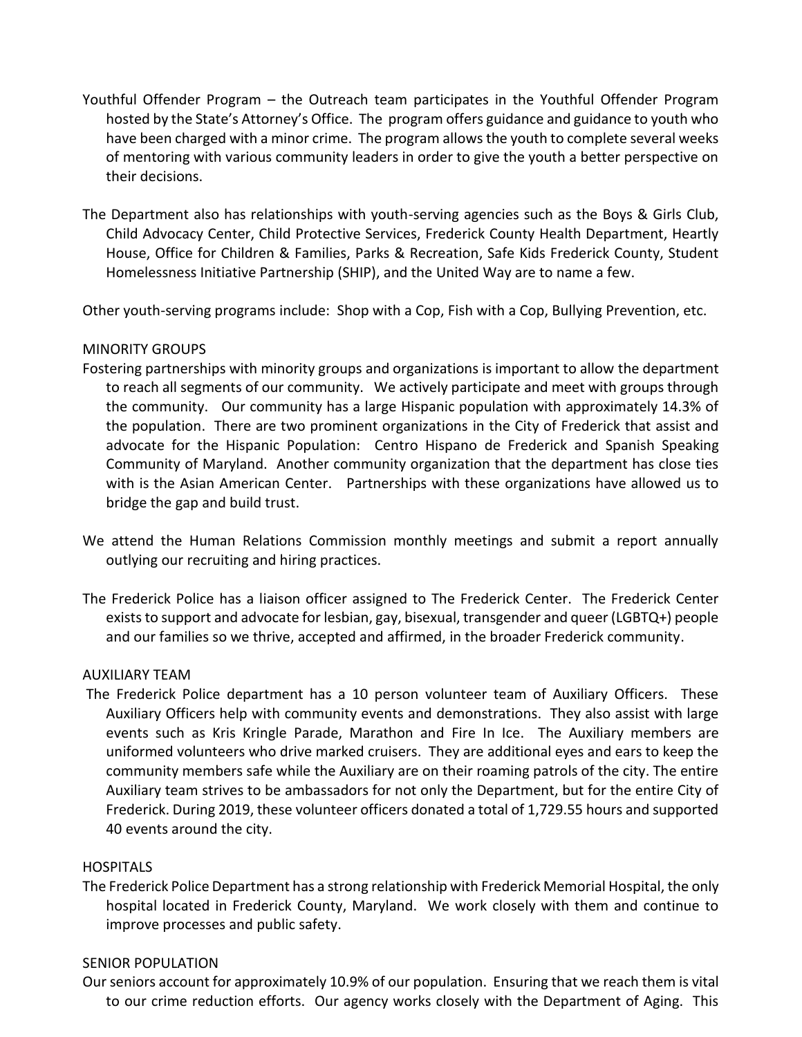Youthful Offender Program – the Outreach team participates in the Youthful Offender Program hosted by the State's Attorney's Office. The program offers guidance and guidance to youth who have been charged with a minor crime. The program allows the youth to complete several weeks of mentoring with various community leaders in order to give the youth a better perspective on their decisions.

The Department also has relationships with youth-serving agencies such as the Boys & Girls Club, Child Advocacy Center, Child Protective Services, Frederick County Health Department, Heartly House, Office for Children & Families, Parks & Recreation, Safe Kids Frederick County, Student Homelessness Initiative Partnership (SHIP), and the United Way are to name a few.

Other youth-serving programs include: Shop with a Cop, Fish with a Cop, Bullying Prevention, etc.

MINORITY GROUPS

Fostering partnerships with minority groups and organizations is important to allow the department to reach all segments of our community. We actively participate and meet with groups through the community. Our community has a large Hispanic population with approximately 14.3% of the population. There are two prominent organizations in the City of Frederick that assist and advocate for the Hispanic Population: Centro Hispano de Frederick and Spanish Speaking Community of Maryland. Another community organization that the department has close ties with is the Asian American Center. Partnerships with these organizations have allowed us to bridge the gap and build trust.

We attend the Human Relations Commission monthly meetings and submit a report annually outlying our recruiting and hiring practices.

The Frederick Police has a liaison officer assigned to The Frederick Center. The Frederick Center exists to support and advocate for lesbian, gay, bisexual, transgender and queer (LGBTQ+) people and our families so we thrive, accepted and affirmed, in the broader Frederick community.

AUXILIARY TEAM

The Frederick Police department has a 10 person volunteer team of Auxiliary Officers. These Auxiliary Officers help with community events and demonstrations. They also assist with large events such as Kris Kringle Parade, Marathon and Fire In Ice. The Auxiliary members are uniformed volunteers who drive marked cruisers. They are additional eyes and ears to keep the community members safe while the Auxiliary are on their roaming patrols of the city. The entire Auxiliary team strives to be ambassadors for not only the Department, but for the entire City of Frederick. During 2019, these volunteer officers donated a total of 1,729.55 hours and supported 40 events around the city.

HOSPITALS

The Frederick Police Department has a strong relationship with Frederick Memorial Hospital, the only hospital located in Frederick County, Maryland. We work closely with them and continue to improve processes and public safety.

SENIOR POPULATION

Our seniors account for approximately 10.9% of our population. Ensuring that we reach them is vital to our crime reduction efforts. Our agency works closely with the Department of Aging. This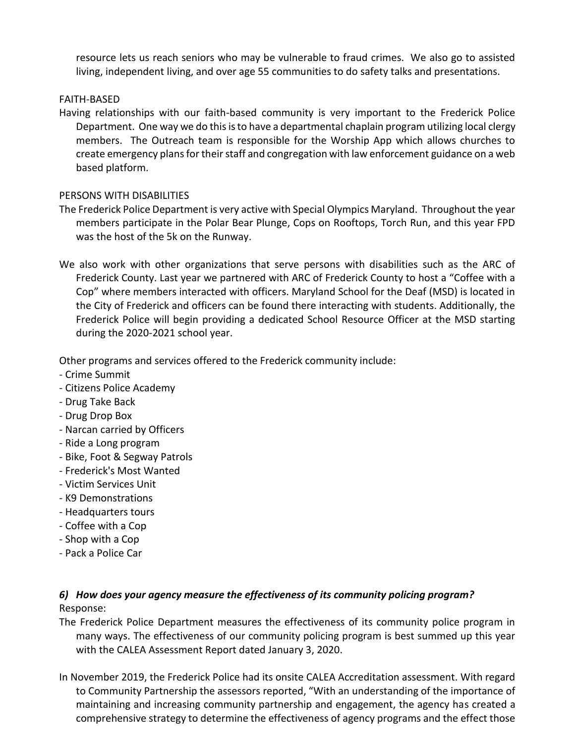resource lets us reach seniors who may be vulnerable to fraud crimes. We also go to assisted living, independent living, and over age 55 communities to do safety talks and presentations.

FAITH-BASED

Having relationships with our faith-based community is very important to the Frederick Police Department. One way we do this is to have a departmental chaplain program utilizing local clergy members. The Outreach team is responsible for the Worship App which allows churches to create emergency plans for their staff and congregation with law enforcement guidance on a web based platform.

PERSONS WITH DISABILITIES

The Frederick Police Department is very active with Special Olympics Maryland. Throughout the year members participate in the Polar Bear Plunge, Cops on Rooftops, Torch Run, and this year FPD was the host of the 5k on the Runway.

We also work with other organizations that serve persons with disabilities such as the ARC of Frederick County. Last year we partnered with ARC of Frederick County to host a "Coffee with a Cop" where members interacted with officers. Maryland School for the Deaf (MSD) is located in the City of Frederick and officers can be found there interacting with students. Additionally, the Frederick Police will begin providing a dedicated School Resource Officer at the MSD starting during the 2020-2021 school year.

Other programs and services offered to the Frederick community include:

- Crime Summit
- Citizens Police Academy
- Drug Take Back
- Drug Drop Box
- Narcan carried by Officers
- Ride a Long program
- Bike, Foot & Segway Patrols
- Frederick's Most Wanted
- Victim Services Unit
- K9 Demonstrations
- Headquarters tours
- Coffee with a Cop
- Shop with a Cop
- Pack a Police Car

***6) How does your agency measure the effectiveness of its community policing program?***

Response:

The Frederick Police Department measures the effectiveness of its community police program in many ways. The effectiveness of our community policing program is best summed up this year with the CALEA Assessment Report dated January 3, 2020.

In November 2019, the Frederick Police had its onsite CALEA Accreditation assessment. With regard to Community Partnership the assessors reported, "With an understanding of the importance of maintaining and increasing community partnership and engagement, the agency has created a comprehensive strategy to determine the effectiveness of agency programs and the effect those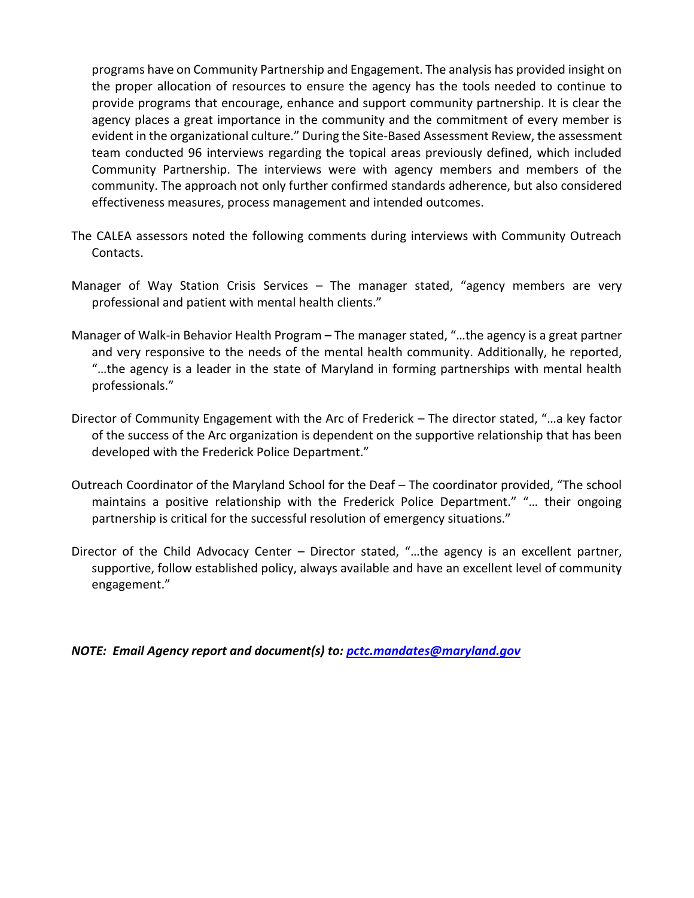programs have on Community Partnership and Engagement. The analysis has provided insight on the proper allocation of resources to ensure the agency has the tools needed to continue to provide programs that encourage, enhance and support community partnership. It is clear the agency places a great importance in the community and the commitment of every member is evident in the organizational culture." During the Site-Based Assessment Review, the assessment team conducted 96 interviews regarding the topical areas previously defined, which included Community Partnership. The interviews were with agency members and members of the community. The approach not only further confirmed standards adherence, but also considered effectiveness measures, process management and intended outcomes.

The CALEA assessors noted the following comments during interviews with Community Outreach Contacts.

Manager of Way Station Crisis Services – The manager stated, "agency members are very professional and patient with mental health clients."

Manager of Walk-in Behavior Health Program – The manager stated, "…the agency is a great partner and very responsive to the needs of the mental health community. Additionally, he reported, "…the agency is a leader in the state of Maryland in forming partnerships with mental health professionals."

Director of Community Engagement with the Arc of Frederick – The director stated, "…a key factor of the success of the Arc organization is dependent on the supportive relationship that has been developed with the Frederick Police Department."

Outreach Coordinator of the Maryland School for the Deaf – The coordinator provided, "The school maintains a positive relationship with the Frederick Police Department." "… their ongoing partnership is critical for the successful resolution of emergency situations."

Director of the Child Advocacy Center – Director stated, "…the agency is an excellent partner, supportive, follow established policy, always available and have an excellent level of community engagement."

***NOTE: Email Agency report and document(s) to: pctc.mandates@maryland.gov***